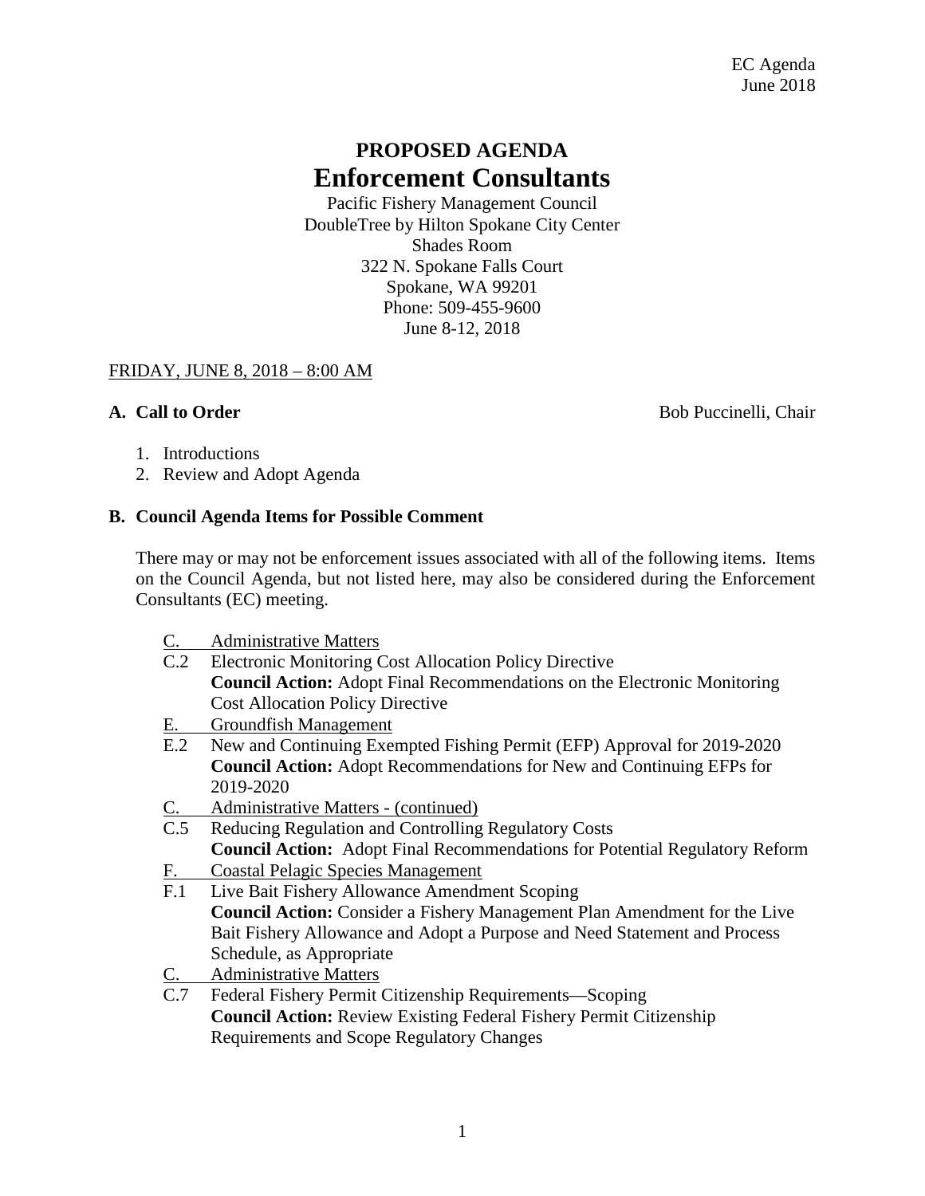EC Agenda
June 2018

# PROPOSED AGENDA
# Enforcement Consultants

Pacific Fishery Management Council
DoubleTree by Hilton Spokane City Center
Shades Room
322 N. Spokane Falls Court
Spokane, WA 99201
Phone: 509-455-9600
June 8-12, 2018

FRIDAY, JUNE 8, 2018 – 8:00 AM

**A. Call to Order** Bob Puccinelli, Chair

1. Introductions
2. Review and Adopt Agenda

**B. Council Agenda Items for Possible Comment**

There may or may not be enforcement issues associated with all of the following items. Items on the Council Agenda, but not listed here, may also be considered during the Enforcement Consultants (EC) meeting.

C. Administrative Matters

C.2 Electronic Monitoring Cost Allocation Policy Directive
**Council Action:** Adopt Final Recommendations on the Electronic Monitoring Cost Allocation Policy Directive

E. Groundfish Management

E.2 New and Continuing Exempted Fishing Permit (EFP) Approval for 2019-2020
**Council Action:** Adopt Recommendations for New and Continuing EFPs for 2019-2020

C. Administrative Matters - (continued)

C.5 Reducing Regulation and Controlling Regulatory Costs
**Council Action:** Adopt Final Recommendations for Potential Regulatory Reform

F. Coastal Pelagic Species Management

F.1 Live Bait Fishery Allowance Amendment Scoping
**Council Action:** Consider a Fishery Management Plan Amendment for the Live Bait Fishery Allowance and Adopt a Purpose and Need Statement and Process Schedule, as Appropriate

C. Administrative Matters

C.7 Federal Fishery Permit Citizenship Requirements—Scoping
**Council Action:** Review Existing Federal Fishery Permit Citizenship Requirements and Scope Regulatory Changes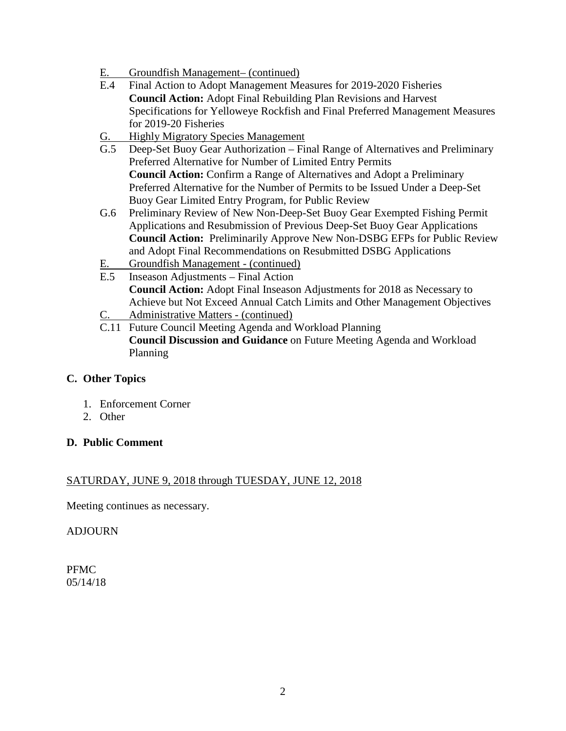E. Groundfish Management– (continued)

E.4 Final Action to Adopt Management Measures for 2019-2020 Fisheries
**Council Action:** Adopt Final Rebuilding Plan Revisions and Harvest Specifications for Yelloweye Rockfish and Final Preferred Management Measures for 2019-20 Fisheries

G. Highly Migratory Species Management

G.5 Deep-Set Buoy Gear Authorization – Final Range of Alternatives and Preliminary Preferred Alternative for Number of Limited Entry Permits
**Council Action:** Confirm a Range of Alternatives and Adopt a Preliminary Preferred Alternative for the Number of Permits to be Issued Under a Deep-Set Buoy Gear Limited Entry Program, for Public Review

G.6 Preliminary Review of New Non-Deep-Set Buoy Gear Exempted Fishing Permit Applications and Resubmission of Previous Deep-Set Buoy Gear Applications
**Council Action:** Preliminarily Approve New Non-DSBG EFPs for Public Review and Adopt Final Recommendations on Resubmitted DSBG Applications

E. Groundfish Management - (continued)

E.5 Inseason Adjustments – Final Action
**Council Action:** Adopt Final Inseason Adjustments for 2018 as Necessary to Achieve but Not Exceed Annual Catch Limits and Other Management Objectives

C. Administrative Matters - (continued)

C.11 Future Council Meeting Agenda and Workload Planning
**Council Discussion and Guidance** on Future Meeting Agenda and Workload Planning

**C. Other Topics**

1. Enforcement Corner
2. Other

**D. Public Comment**

SATURDAY, JUNE 9, 2018 through TUESDAY, JUNE 12, 2018

Meeting continues as necessary.

ADJOURN

PFMC
05/14/18